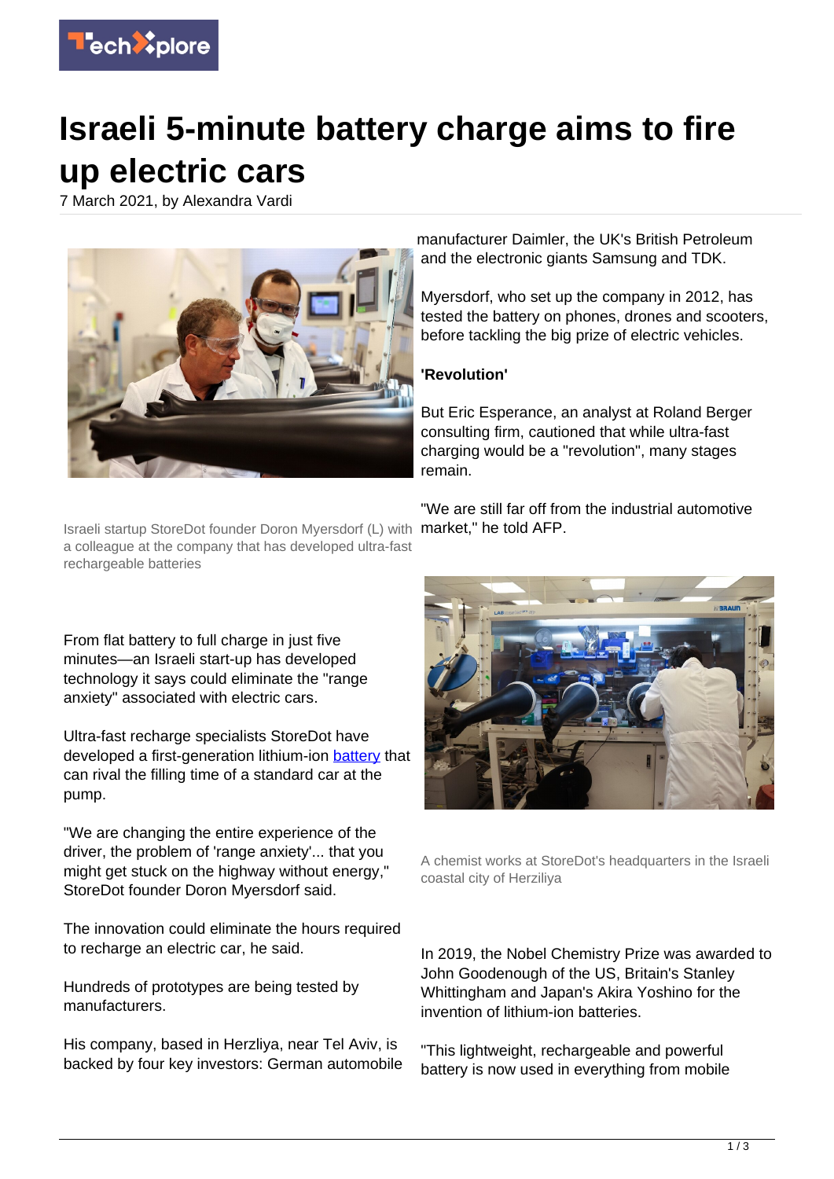# Israeli 5-minute battery charge aims to fire up electric cars

7 March 2021, by Alexandra Vardi

Israeli startup StoreDot founder Doron Myersdorf (L) with a colleague at the company that has developed ultra-fast rechargeable batteries

From flat battery to full charge in just five minutes—an Israeli start-up has developed technology it says could eliminate the "range anxiety" associated with electric cars.

Ultra-fast recharge specialists StoreDot have developed a first-generation lithium-ion battery that can rival the filling time of a standard car at the pump.

"We are changing the entire experience of the driver, the problem of 'range anxiety'... that you might get stuck on the highway without energy," StoreDot founder Doron Myersdorf said.

The innovation could eliminate the hours required to recharge an electric car, he said.

Hundreds of prototypes are being tested by manufacturers.

His company, based in Herzliya, near Tel Aviv, is backed by four key investors: German automobile manufacturer Daimler, the UK's British Petroleum and the electronic giants Samsung and TDK.

Myersdorf, who set up the company in 2012, has tested the battery on phones, drones and scooters, before tackling the big prize of electric vehicles.

**'Revolution'**

But Eric Esperance, an analyst at Roland Berger consulting firm, cautioned that while ultra-fast charging would be a "revolution", many stages remain.

"We are still far off from the industrial automotive market," he told AFP.

A chemist works at StoreDot's headquarters in the Israeli coastal city of Herziliya

In 2019, the Nobel Chemistry Prize was awarded to John Goodenough of the US, Britain's Stanley Whittingham and Japan's Akira Yoshino for the invention of lithium-ion batteries.

"This lightweight, rechargeable and powerful battery is now used in everything from mobile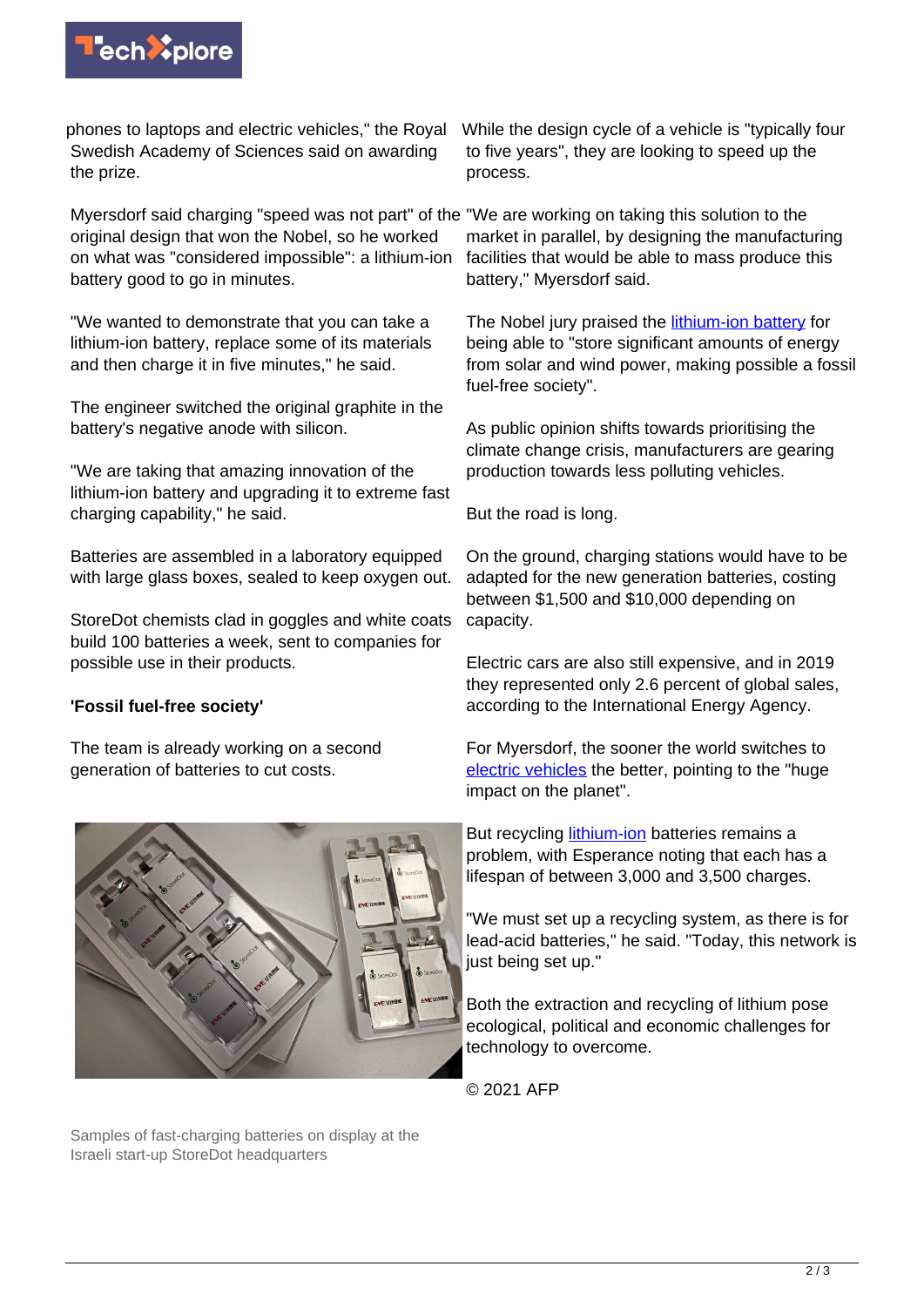phones to laptops and electric vehicles," the Royal Swedish Academy of Sciences said on awarding the prize.

Myersdorf said charging "speed was not part" of the original design that won the Nobel, so he worked on what was "considered impossible": a lithium-ion battery good to go in minutes.

"We wanted to demonstrate that you can take a lithium-ion battery, replace some of its materials and then charge it in five minutes," he said.

The engineer switched the original graphite in the battery's negative anode with silicon.

"We are taking that amazing innovation of the lithium-ion battery and upgrading it to extreme fast charging capability," he said.

Batteries are assembled in a laboratory equipped with large glass boxes, sealed to keep oxygen out.

StoreDot chemists clad in goggles and white coats build 100 batteries a week, sent to companies for possible use in their products.

**'Fossil fuel-free society'**

The team is already working on a second generation of batteries to cut costs.

Samples of fast-charging batteries on display at the Israeli start-up StoreDot headquarters

While the design cycle of a vehicle is "typically four to five years", they are looking to speed up the process.

"We are working on taking this solution to the market in parallel, by designing the manufacturing facilities that would be able to mass produce this battery," Myersdorf said.

The Nobel jury praised the lithium-ion battery for being able to "store significant amounts of energy from solar and wind power, making possible a fossil fuel-free society".

As public opinion shifts towards prioritising the climate change crisis, manufacturers are gearing production towards less polluting vehicles.

But the road is long.

On the ground, charging stations would have to be adapted for the new generation batteries, costing between $1,500 and $10,000 depending on capacity.

Electric cars are also still expensive, and in 2019 they represented only 2.6 percent of global sales, according to the International Energy Agency.

For Myersdorf, the sooner the world switches to electric vehicles the better, pointing to the "huge impact on the planet".

But recycling lithium-ion batteries remains a problem, with Esperance noting that each has a lifespan of between 3,000 and 3,500 charges.

"We must set up a recycling system, as there is for lead-acid batteries," he said. "Today, this network is just being set up."

Both the extraction and recycling of lithium pose ecological, political and economic challenges for technology to overcome.

© 2021 AFP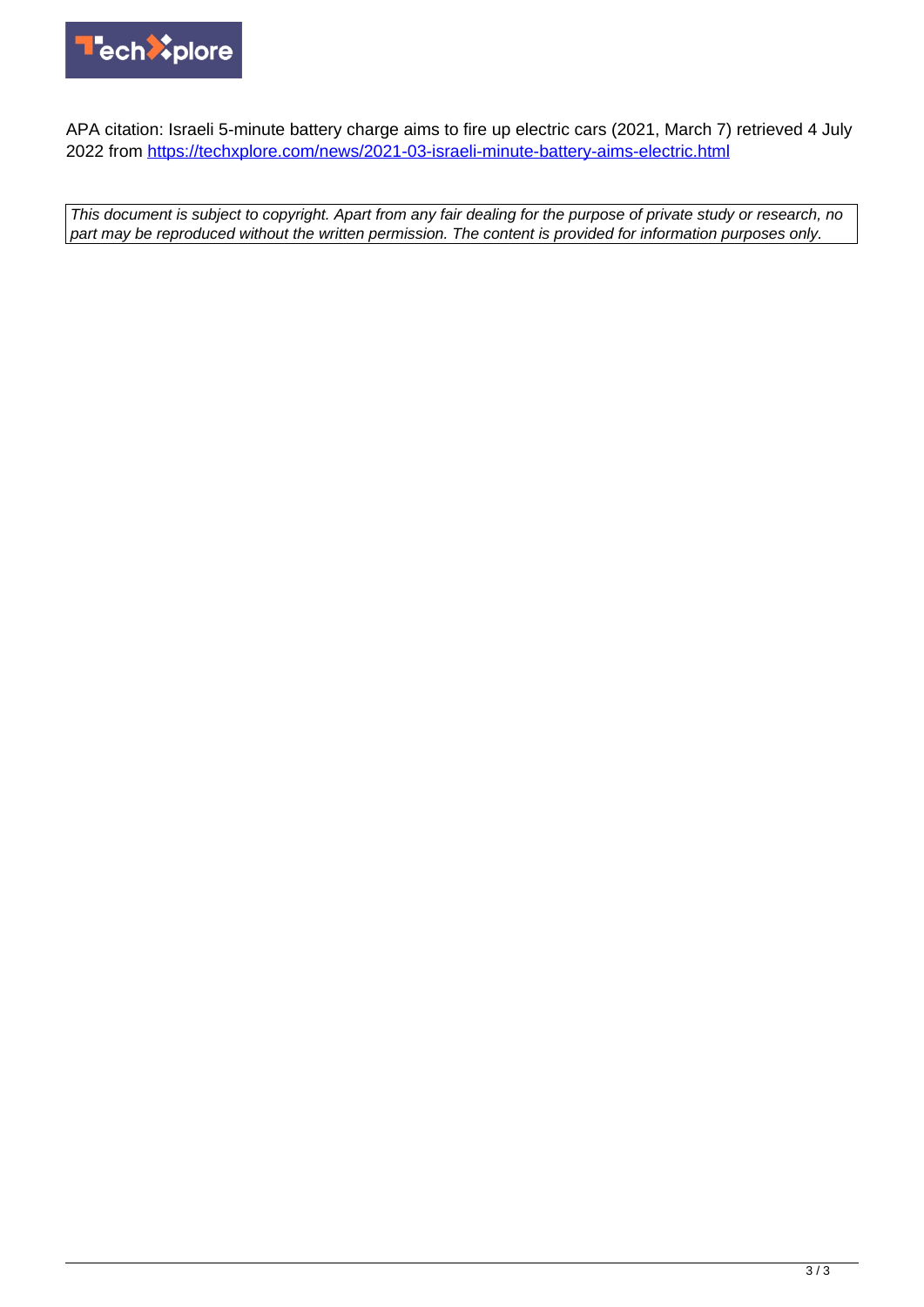APA citation: Israeli 5-minute battery charge aims to fire up electric cars (2021, March 7) retrieved 4 July 2022 from https://techxplore.com/news/2021-03-israeli-minute-battery-aims-electric.html

*This document is subject to copyright. Apart from any fair dealing for the purpose of private study or research, no part may be reproduced without the written permission. The content is provided for information purposes only.*